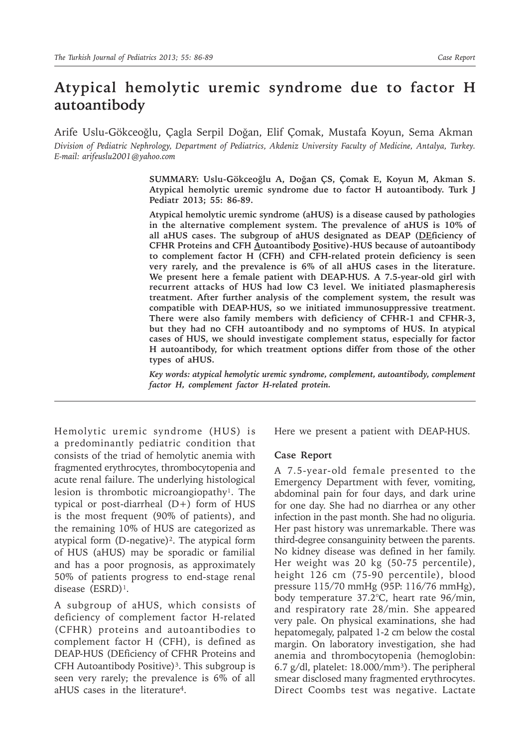# Atypical hemolytic uremic syndrome due to factor H autoantibody

Arife Uslu-Gökceoğlu, Çagla Serpil Doğan, Elif Çomak, Mustafa Koyun, Sema Akman

*Division of Pediatric Nephrology, Department of Pediatrics, Akdeniz University Faculty of Medicine, Antalya, Turkey. E-mail: arifeuslu2001@yahoo.com*

**SUMMARY: Uslu-Gökceoğlu A, Doğan ÇS, Çomak E, Koyun M, Akman S. Atypical hemolytic uremic syndrome due to factor H autoantibody. Turk J Pediatr 2013; 55: 86-89.**

**Atypical hemolytic uremic syndrome (aHUS) is a disease caused by pathologies in the alternative complement system. The prevalence of aHUS is 10% of all aHUS cases. The subgroup of aHUS designated as DEAP (DEficiency of CFHR Proteins and CFH Autoantibody Positive)-HUS because of autoantibody to complement factor H (CFH) and CFH-related protein deficiency is seen very rarely, and the prevalence is 6% of all aHUS cases in the literature. We present here a female patient with DEAP-HUS. A 7.5-year-old girl with recurrent attacks of HUS had low C3 level. We initiated plasmapheresis treatment. After further analysis of the complement system, the result was compatible with DEAP-HUS, so we initiated immunosuppressive treatment. There were also family members with deficiency of CFHR-1 and CFHR-3, but they had no CFH autoantibody and no symptoms of HUS. In atypical cases of HUS, we should investigate complement status, especially for factor H autoantibody, for which treatment options differ from those of the other types of aHUS.**

***Key words: atypical hemolytic uremic syndrome, complement, autoantibody, complement factor H, complement factor H-related protein.***

---

Hemolytic uremic syndrome (HUS) is a predominantly pediatric condition that consists of the triad of hemolytic anemia with fragmented erythrocytes, thrombocytopenia and acute renal failure. The underlying histological lesion is thrombotic microangiopathy[1]. The typical or post-diarrheal (D+) form of HUS is the most frequent (90% of patients), and the remaining 10% of HUS are categorized as atypical form (D-negative)[2]. The atypical form of HUS (aHUS) may be sporadic or familial and has a poor prognosis, as approximately 50% of patients progress to end-stage renal disease (ESRD)[1].

A subgroup of aHUS, which consists of deficiency of complement factor H-related (CFHR) proteins and autoantibodies to complement factor H (CFH), is defined as DEAP-HUS (DEficiency of CFHR Proteins and CFH Autoantibody Positive)[3]. This subgroup is seen very rarely; the prevalence is 6% of all aHUS cases in the literature[4].

Here we present a patient with DEAP-HUS.

## Case Report

A 7.5-year-old female presented to the Emergency Department with fever, vomiting, abdominal pain for four days, and dark urine for one day. She had no diarrhea or any other infection in the past month. She had no oliguria. Her past history was unremarkable. There was third-degree consanguinity between the parents. No kidney disease was defined in her family. Her weight was 20 kg (50-75 percentile), height 126 cm (75-90 percentile), blood pressure 115/70 mmHg (95P: 116/76 mmHg), body temperature 37.2°C, heart rate 96/min, and respiratory rate 28/min. She appeared very pale. On physical examinations, she had hepatomegaly, palpated 1-2 cm below the costal margin. On laboratory investigation, she had anemia and thrombocytopenia (hemoglobin: 6.7 g/dl, platelet: 18.000/mm$^3$). The peripheral smear disclosed many fragmented erythrocytes. Direct Coombs test was negative. Lactate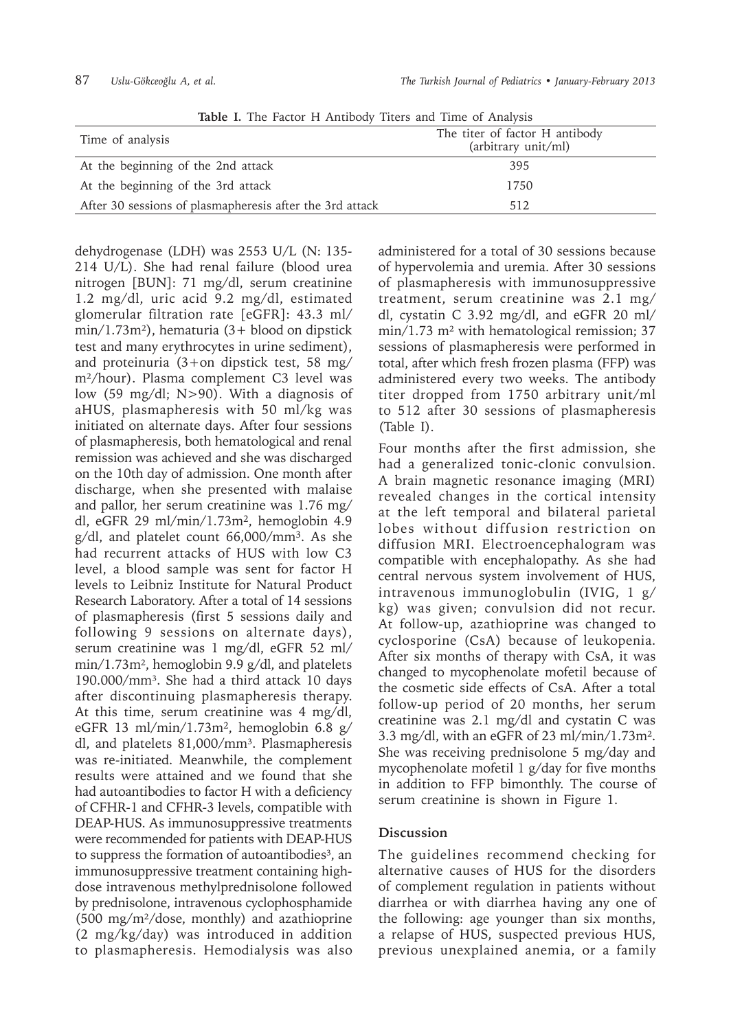**Table I.** The Factor H Antibody Titers and Time of Analysis

| Time of analysis | The titer of factor H antibody (arbitrary unit/ml) |
|---|---|
| At the beginning of the 2nd attack | 395 |
| At the beginning of the 3rd attack | 1750 |
| After 30 sessions of plasmapheresis after the 3rd attack | 512 |

dehydrogenase (LDH) was 2553 U/L (N: 135-214 U/L). She had renal failure (blood urea nitrogen [BUN]: 71 mg/dl, serum creatinine 1.2 mg/dl, uric acid 9.2 mg/dl, estimated glomerular filtration rate [eGFR]: 43.3 ml/min/1.73m$^2$), hematuria (3+ blood on dipstick test and many erythrocytes in urine sediment), and proteinuria (3+on dipstick test, 58 mg/m$^2$/hour). Plasma complement C3 level was low (59 mg/dl; N>90). With a diagnosis of aHUS, plasmapheresis with 50 ml/kg was initiated on alternate days. After four sessions of plasmapheresis, both hematological and renal remission was achieved and she was discharged on the 10th day of admission. One month after discharge, when she presented with malaise and pallor, her serum creatinine was 1.76 mg/dl, eGFR 29 ml/min/1.73m$^2$, hemoglobin 4.9 g/dl, and platelet count 66,000/mm$^3$. As she had recurrent attacks of HUS with low C3 level, a blood sample was sent for factor H levels to Leibniz Institute for Natural Product Research Laboratory. After a total of 14 sessions of plasmapheresis (first 5 sessions daily and following 9 sessions on alternate days), serum creatinine was 1 mg/dl, eGFR 52 ml/min/1.73m$^2$, hemoglobin 9.9 g/dl, and platelets 190.000/mm$^3$. She had a third attack 10 days after discontinuing plasmapheresis therapy. At this time, serum creatinine was 4 mg/dl, eGFR 13 ml/min/1.73m$^2$, hemoglobin 6.8 g/dl, and platelets 81,000/mm$^3$. Plasmapheresis was re-initiated. Meanwhile, the complement results were attained and we found that she had autoantibodies to factor H with a deficiency of CFHR-1 and CFHR-3 levels, compatible with DEAP-HUS. As immunosuppressive treatments were recommended for patients with DEAP-HUS to suppress the formation of autoantibodies[3], an immunosuppressive treatment containing high-dose intravenous methylprednisolone followed by prednisolone, intravenous cyclophosphamide (500 mg/m$^2$/dose, monthly) and azathioprine (2 mg/kg/day) was introduced in addition to plasmapheresis. Hemodialysis was also administered for a total of 30 sessions because of hypervolemia and uremia. After 30 sessions of plasmapheresis with immunosuppressive treatment, serum creatinine was 2.1 mg/dl, cystatin C 3.92 mg/dl, and eGFR 20 ml/min/1.73 m$^2$ with hematological remission; 37 sessions of plasmapheresis were performed in total, after which fresh frozen plasma (FFP) was administered every two weeks. The antibody titer dropped from 1750 arbitrary unit/ml to 512 after 30 sessions of plasmapheresis (Table I).

Four months after the first admission, she had a generalized tonic-clonic convulsion. A brain magnetic resonance imaging (MRI) revealed changes in the cortical intensity at the left temporal and bilateral parietal lobes without diffusion restriction on diffusion MRI. Electroencephalogram was compatible with encephalopathy. As she had central nervous system involvement of HUS, intravenous immunoglobulin (IVIG, 1 g/kg) was given; convulsion did not recur. At follow-up, azathioprine was changed to cyclosporine (CsA) because of leukopenia. After six months of therapy with CsA, it was changed to mycophenolate mofetil because of the cosmetic side effects of CsA. After a total follow-up period of 20 months, her serum creatinine was 2.1 mg/dl and cystatin C was 3.3 mg/dl, with an eGFR of 23 ml/min/1.73m$^2$. She was receiving prednisolone 5 mg/day and mycophenolate mofetil 1 g/day for five months in addition to FFP bimonthly. The course of serum creatinine is shown in Figure 1.

## Discussion

The guidelines recommend checking for alternative causes of HUS for the disorders of complement regulation in patients without diarrhea or with diarrhea having any one of the following: age younger than six months, a relapse of HUS, suspected previous HUS, previous unexplained anemia, or a family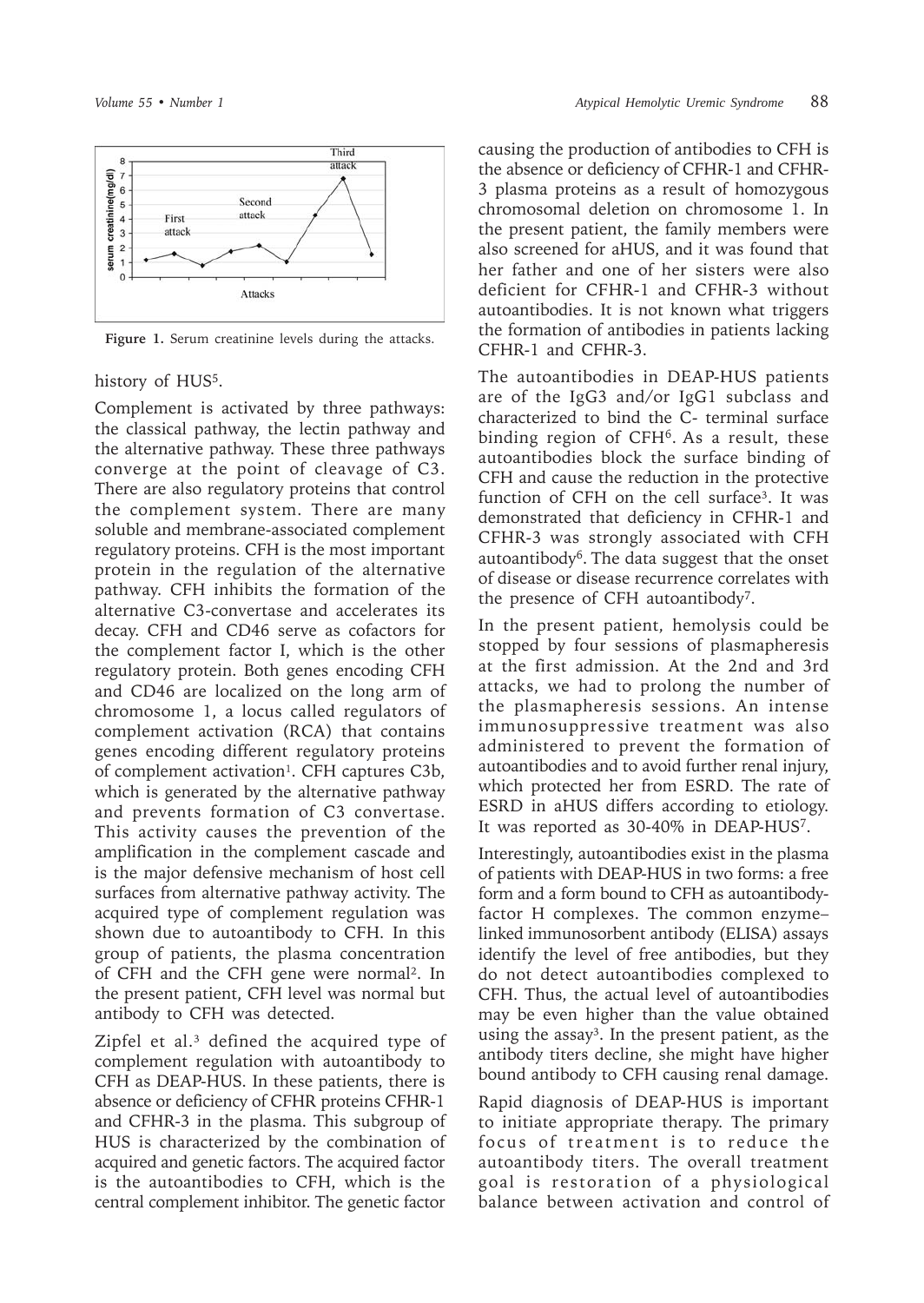Figure 1. Serum creatinine levels during the attacks.

history of HUS[5].

Complement is activated by three pathways: the classical pathway, the lectin pathway and the alternative pathway. These three pathways converge at the point of cleavage of C3. There are also regulatory proteins that control the complement system. There are many soluble and membrane-associated complement regulatory proteins. CFH is the most important protein in the regulation of the alternative pathway. CFH inhibits the formation of the alternative C3-convertase and accelerates its decay. CFH and CD46 serve as cofactors for the complement factor I, which is the other regulatory protein. Both genes encoding CFH and CD46 are localized on the long arm of chromosome 1, a locus called regulators of complement activation (RCA) that contains genes encoding different regulatory proteins of complement activation[1]. CFH captures C3b, which is generated by the alternative pathway and prevents formation of C3 convertase. This activity causes the prevention of the amplification in the complement cascade and is the major defensive mechanism of host cell surfaces from alternative pathway activity. The acquired type of complement regulation was shown due to autoantibody to CFH. In this group of patients, the plasma concentration of CFH and the CFH gene were normal[2]. In the present patient, CFH level was normal but antibody to CFH was detected.

Zipfel et al.[3] defined the acquired type of complement regulation with autoantibody to CFH as DEAP-HUS. In these patients, there is absence or deficiency of CFHR proteins CFHR-1 and CFHR-3 in the plasma. This subgroup of HUS is characterized by the combination of acquired and genetic factors. The acquired factor is the autoantibodies to CFH, which is the central complement inhibitor. The genetic factor causing the production of antibodies to CFH is the absence or deficiency of CFHR-1 and CFHR-3 plasma proteins as a result of homozygous chromosomal deletion on chromosome 1. In the present patient, the family members were also screened for aHUS, and it was found that her father and one of her sisters were also deficient for CFHR-1 and CFHR-3 without autoantibodies. It is not known what triggers the formation of antibodies in patients lacking CFHR-1 and CFHR-3.

The autoantibodies in DEAP-HUS patients are of the IgG3 and/or IgG1 subclass and characterized to bind the C- terminal surface binding region of CFH[6]. As a result, these autoantibodies block the surface binding of CFH and cause the reduction in the protective function of CFH on the cell surface[3]. It was demonstrated that deficiency in CFHR-1 and CFHR-3 was strongly associated with CFH autoantibody[6]. The data suggest that the onset of disease or disease recurrence correlates with the presence of CFH autoantibody[7].

In the present patient, hemolysis could be stopped by four sessions of plasmapheresis at the first admission. At the 2nd and 3rd attacks, we had to prolong the number of the plasmapheresis sessions. An intense immunosuppressive treatment was also administered to prevent the formation of autoantibodies and to avoid further renal injury, which protected her from ESRD. The rate of ESRD in aHUS differs according to etiology. It was reported as 30-40% in DEAP-HUS[7].

Interestingly, autoantibodies exist in the plasma of patients with DEAP-HUS in two forms: a free form and a form bound to CFH as autoantibody-factor H complexes. The common enzyme–linked immunosorbent antibody (ELISA) assays identify the level of free antibodies, but they do not detect autoantibodies complexed to CFH. Thus, the actual level of autoantibodies may be even higher than the value obtained using the assay[3]. In the present patient, as the antibody titers decline, she might have higher bound antibody to CFH causing renal damage.

Rapid diagnosis of DEAP-HUS is important to initiate appropriate therapy. The primary focus of treatment is to reduce the autoantibody titers. The overall treatment goal is restoration of a physiological balance between activation and control of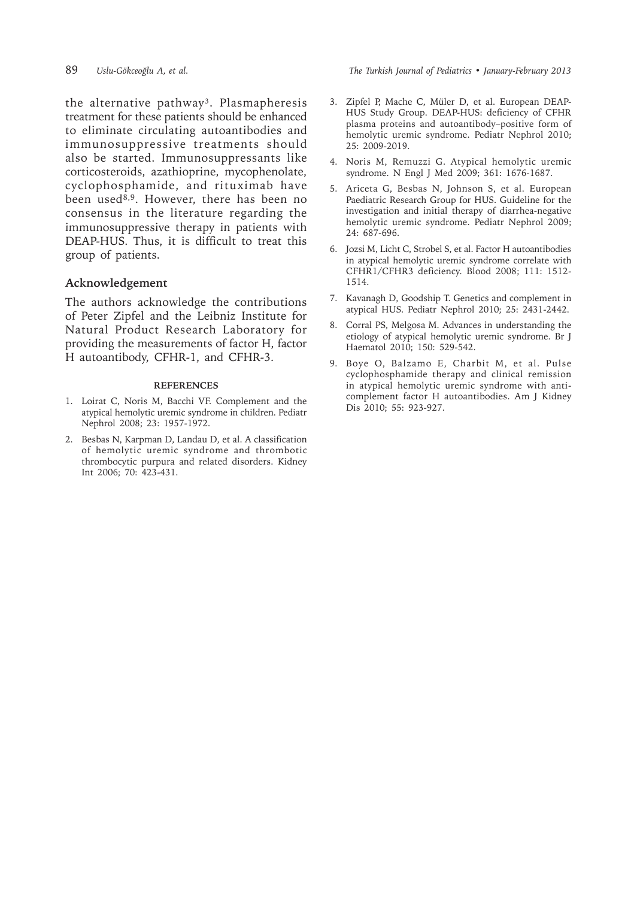the alternative pathway[3]. Plasmapheresis treatment for these patients should be enhanced to eliminate circulating autoantibodies and immunosuppressive treatments should also be started. Immunosuppressants like corticosteroids, azathioprine, mycophenolate, cyclophosphamide, and rituximab have been used[8,9]. However, there has been no consensus in the literature regarding the immunosuppressive therapy in patients with DEAP-HUS. Thus, it is difficult to treat this group of patients.

## Acknowledgement

The authors acknowledge the contributions of Peter Zipfel and the Leibniz Institute for Natural Product Research Laboratory for providing the measurements of factor H, factor H autoantibody, CFHR-1, and CFHR-3.

## REFERENCES

1. Loirat C, Noris M, Bacchi VF. Complement and the atypical hemolytic uremic syndrome in children. Pediatr Nephrol 2008; 23: 1957-1972.
2. Besbas N, Karpman D, Landau D, et al. A classification of hemolytic uremic syndrome and thrombotic thrombocytic purpura and related disorders. Kidney Int 2006; 70: 423-431.
3. Zipfel P, Mache C, Müler D, et al. European DEAP-HUS Study Group. DEAP-HUS: deficiency of CFHR plasma proteins and autoantibody–positive form of hemolytic uremic syndrome. Pediatr Nephrol 2010; 25: 2009-2019.
4. Noris M, Remuzzi G. Atypical hemolytic uremic syndrome. N Engl J Med 2009; 361: 1676-1687.
5. Ariceta G, Besbas N, Johnson S, et al. European Paediatric Research Group for HUS. Guideline for the investigation and initial therapy of diarrhea-negative hemolytic uremic syndrome. Pediatr Nephrol 2009; 24: 687-696.
6. Jozsi M, Licht C, Strobel S, et al. Factor H autoantibodies in atypical hemolytic uremic syndrome correlate with CFHR1/CFHR3 deficiency. Blood 2008; 111: 1512-1514.
7. Kavanagh D, Goodship T. Genetics and complement in atypical HUS. Pediatr Nephrol 2010; 25: 2431-2442.
8. Corral PS, Melgosa M. Advances in understanding the etiology of atypical hemolytic uremic syndrome. Br J Haematol 2010; 150: 529-542.
9. Boye O, Balzamo E, Charbit M, et al. Pulse cyclophosphamide therapy and clinical remission in atypical hemolytic uremic syndrome with anti-complement factor H autoantibodies. Am J Kidney Dis 2010; 55: 923-927.